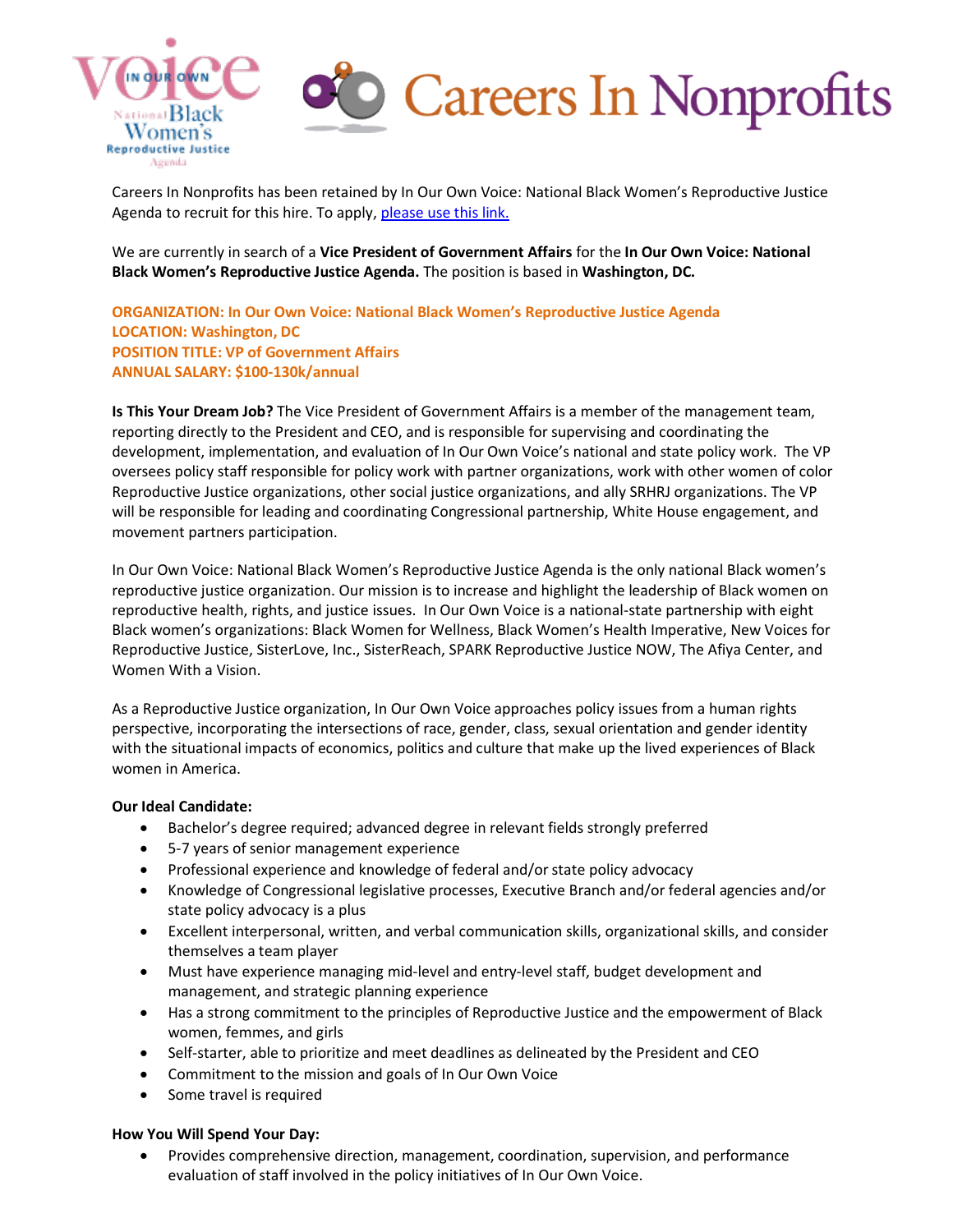Careers In Nonprofits has been retained by In Our Own Voice: National Black Women's Reproductive Justice Agenda to recruit for this hire. To apply, [please use this link.]()

We are currently in search of a **Vice President of Government Affairs** for the **In Our Own Voice: National Black Women's Reproductive Justice Agenda.** The position is based in **Washington, DC.**

**ORGANIZATION: In Our Own Voice: National Black Women's Reproductive Justice Agenda**
**LOCATION: Washington, DC**
**POSITION TITLE: VP of Government Affairs**
**ANNUAL SALARY: $100-130k/annual**

**Is This Your Dream Job?** The Vice President of Government Affairs is a member of the management team, reporting directly to the President and CEO, and is responsible for supervising and coordinating the development, implementation, and evaluation of In Our Own Voice's national and state policy work. The VP oversees policy staff responsible for policy work with partner organizations, work with other women of color Reproductive Justice organizations, other social justice organizations, and ally SRHRJ organizations. The VP will be responsible for leading and coordinating Congressional partnership, White House engagement, and movement partners participation.

In Our Own Voice: National Black Women's Reproductive Justice Agenda is the only national Black women's reproductive justice organization. Our mission is to increase and highlight the leadership of Black women on reproductive health, rights, and justice issues. In Our Own Voice is a national-state partnership with eight Black women's organizations: Black Women for Wellness, Black Women's Health Imperative, New Voices for Reproductive Justice, SisterLove, Inc., SisterReach, SPARK Reproductive Justice NOW, The Afiya Center, and Women With a Vision.

As a Reproductive Justice organization, In Our Own Voice approaches policy issues from a human rights perspective, incorporating the intersections of race, gender, class, sexual orientation and gender identity with the situational impacts of economics, politics and culture that make up the lived experiences of Black women in America.

**Our Ideal Candidate:**

- Bachelor's degree required; advanced degree in relevant fields strongly preferred
- 5-7 years of senior management experience
- Professional experience and knowledge of federal and/or state policy advocacy
- Knowledge of Congressional legislative processes, Executive Branch and/or federal agencies and/or state policy advocacy is a plus
- Excellent interpersonal, written, and verbal communication skills, organizational skills, and consider themselves a team player
- Must have experience managing mid-level and entry-level staff, budget development and management, and strategic planning experience
- Has a strong commitment to the principles of Reproductive Justice and the empowerment of Black women, femmes, and girls
- Self-starter, able to prioritize and meet deadlines as delineated by the President and CEO
- Commitment to the mission and goals of In Our Own Voice
- Some travel is required

**How You Will Spend Your Day:**

- Provides comprehensive direction, management, coordination, supervision, and performance evaluation of staff involved in the policy initiatives of In Our Own Voice.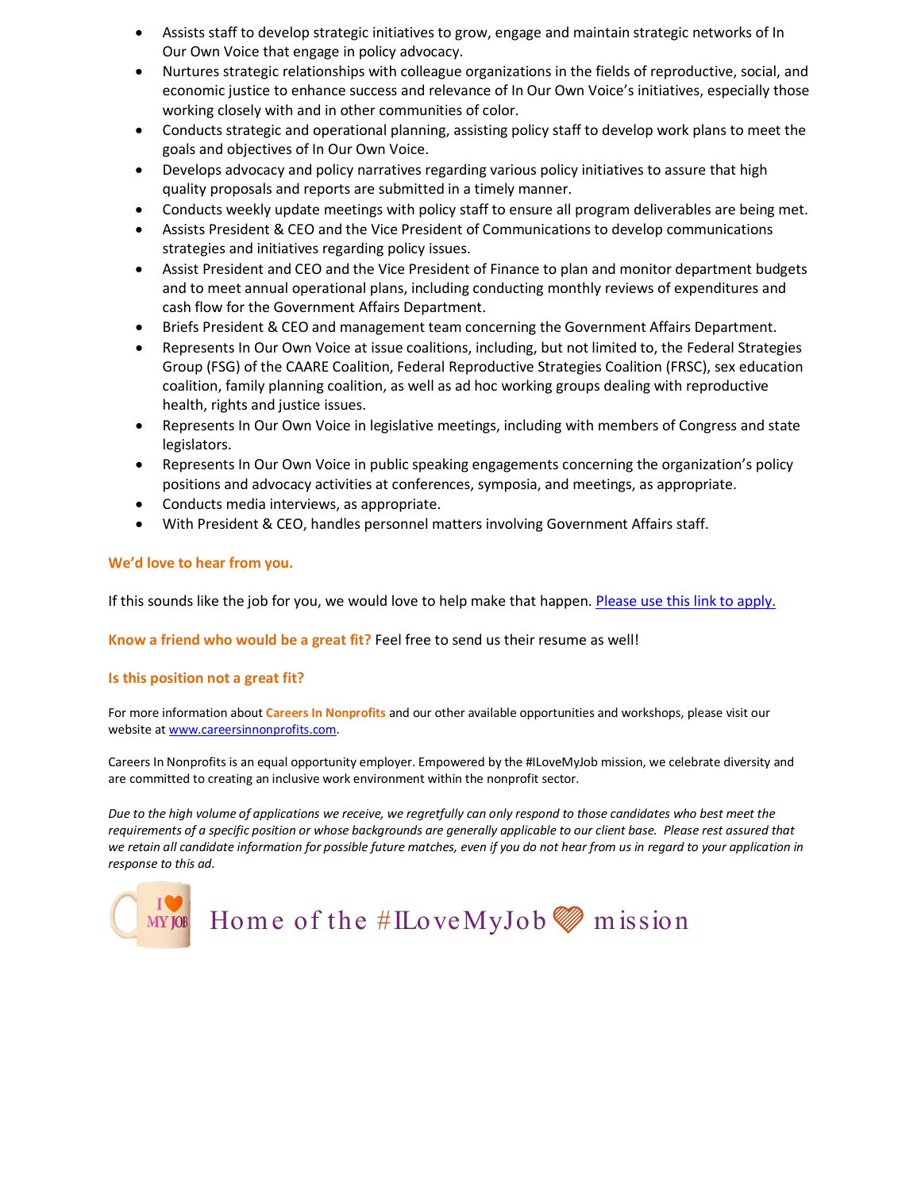- Assists staff to develop strategic initiatives to grow, engage and maintain strategic networks of In Our Own Voice that engage in policy advocacy.
- Nurtures strategic relationships with colleague organizations in the fields of reproductive, social, and economic justice to enhance success and relevance of In Our Own Voice's initiatives, especially those working closely with and in other communities of color.
- Conducts strategic and operational planning, assisting policy staff to develop work plans to meet the goals and objectives of In Our Own Voice.
- Develops advocacy and policy narratives regarding various policy initiatives to assure that high quality proposals and reports are submitted in a timely manner.
- Conducts weekly update meetings with policy staff to ensure all program deliverables are being met.
- Assists President & CEO and the Vice President of Communications to develop communications strategies and initiatives regarding policy issues.
- Assist President and CEO and the Vice President of Finance to plan and monitor department budgets and to meet annual operational plans, including conducting monthly reviews of expenditures and cash flow for the Government Affairs Department.
- Briefs President & CEO and management team concerning the Government Affairs Department.
- Represents In Our Own Voice at issue coalitions, including, but not limited to, the Federal Strategies Group (FSG) of the CAARE Coalition, Federal Reproductive Strategies Coalition (FRSC), sex education coalition, family planning coalition, as well as ad hoc working groups dealing with reproductive health, rights and justice issues.
- Represents In Our Own Voice in legislative meetings, including with members of Congress and state legislators.
- Represents In Our Own Voice in public speaking engagements concerning the organization's policy positions and advocacy activities at conferences, symposia, and meetings, as appropriate.
- Conducts media interviews, as appropriate.
- With President & CEO, handles personnel matters involving Government Affairs staff.

**We'd love to hear from you.**

If this sounds like the job for you, we would love to help make that happen. Please use this link to apply.

**Know a friend who would be a great fit?** Feel free to send us their resume as well!

**Is this position not a great fit?**

For more information about **Careers In Nonprofits** and our other available opportunities and workshops, please visit our website at www.careersinnonprofits.com.

Careers In Nonprofits is an equal opportunity employer. Empowered by the #ILoveMyJob mission, we celebrate diversity and are committed to creating an inclusive work environment within the nonprofit sector.

*Due to the high volume of applications we receive, we regretfully can only respond to those candidates who best meet the requirements of a specific position or whose backgrounds are generally applicable to our client base. Please rest assured that we retain all candidate information for possible future matches, even if you do not hear from us in regard to your application in response to this ad.*

Home of the #ILoveMyJob mission